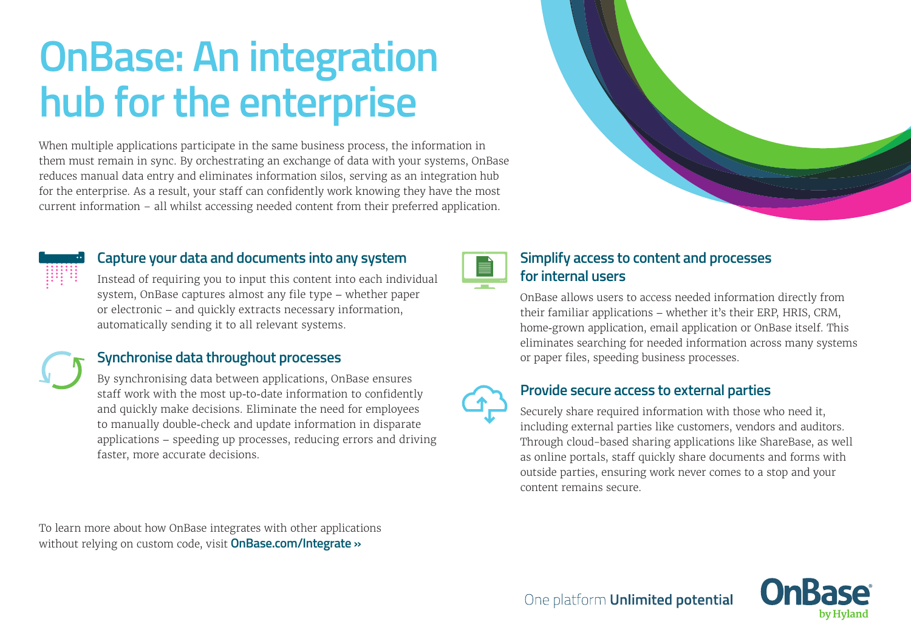# OnBase: An integration hub for the enterprise

When multiple applications participate in the same business process, the information in them must remain in sync. By orchestrating an exchange of data with your systems, OnBase reduces manual data entry and eliminates information silos, serving as an integration hub for the enterprise. As a result, your staff can confidently work knowing they have the most current information – all whilst accessing needed content from their preferred application.

## Capture your data and documents into any system

Instead of requiring you to input this content into each individual system, OnBase captures almost any file type – whether paper or electronic – and quickly extracts necessary information, automatically sending it to all relevant systems.

## Synchronise data throughout processes

By synchronising data between applications, OnBase ensures staff work with the most up-to-date information to confidently and quickly make decisions. Eliminate the need for employees to manually double-check and update information in disparate applications – speeding up processes, reducing errors and driving faster, more accurate decisions.

## Simplify access to content and processes for internal users

OnBase allows users to access needed information directly from their familiar applications – whether it's their ERP, HRIS, CRM, home-grown application, email application or OnBase itself. This eliminates searching for needed information across many systems or paper files, speeding business processes.

## Provide secure access to external parties

Securely share required information with those who need it, including external parties like customers, vendors and auditors. Through cloud-based sharing applications like ShareBase, as well as online portals, staff quickly share documents and forms with outside parties, ensuring work never comes to a stop and your content remains secure.

To learn more about how OnBase integrates with other applications without relying on custom code, visit **OnBase.com/Integrate ››**

One platform **Unlimited potential**

**OnBase** by Hyland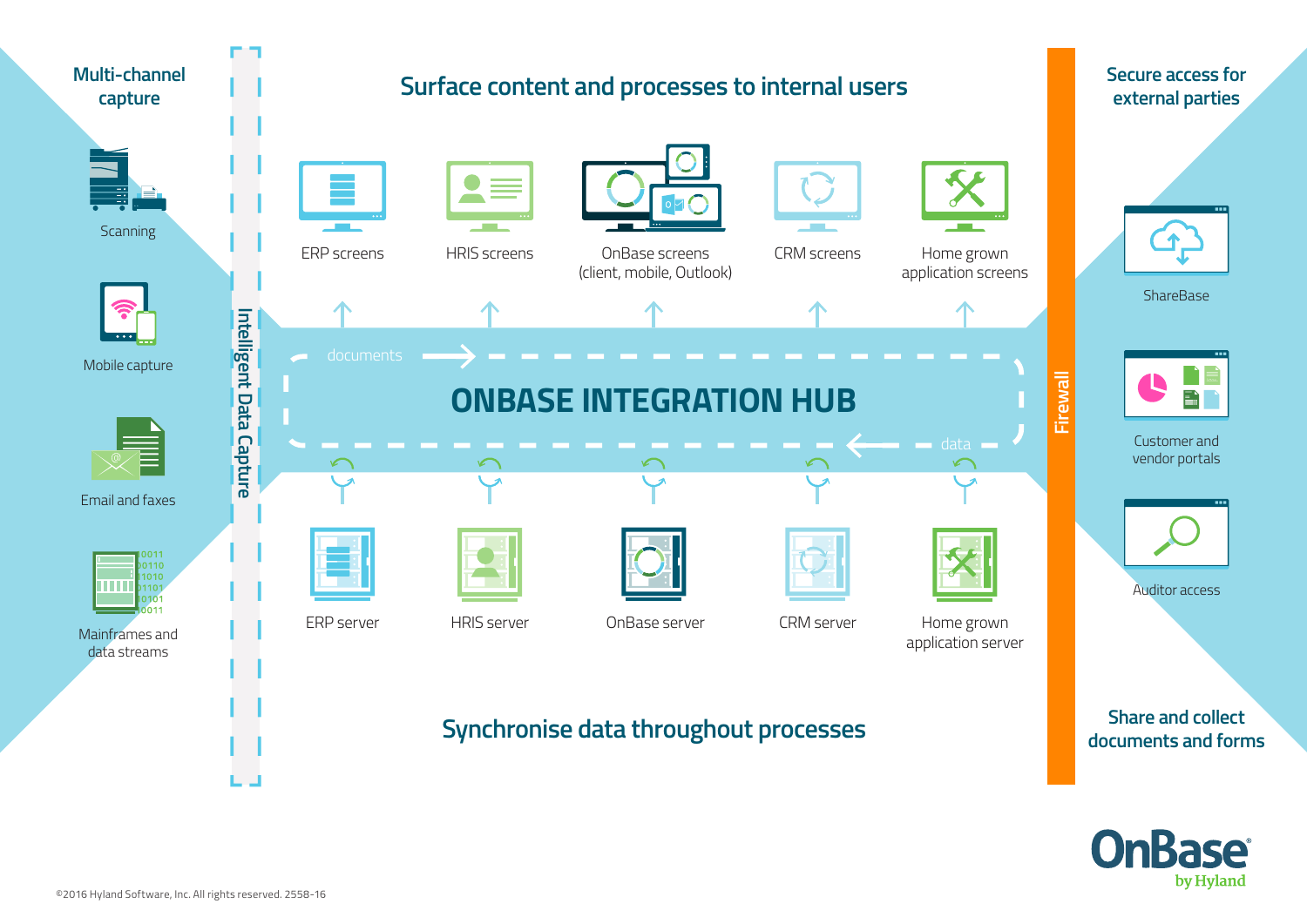## Multi-channel capture

Scanning

Mobile capture

Email and faxes

Mainframes and data streams

Intelligent Data Capture

## Surface content and processes to internal users

ERP screens

HRIS screens

OnBase screens (client, mobile, Outlook)

CRM screens

Home grown application screens

documents

# ONBASE INTEGRATION HUB

data

ERP server

HRIS server

OnBase server

CRM server

Home grown application server

## Synchronise data throughout processes

Firewall

## Secure access for external parties

ShareBase

Customer and vendor portals

Auditor access

## Share and collect documents and forms

OnBase by Hyland

©2016 Hyland Software, Inc. All rights reserved. 2558-16